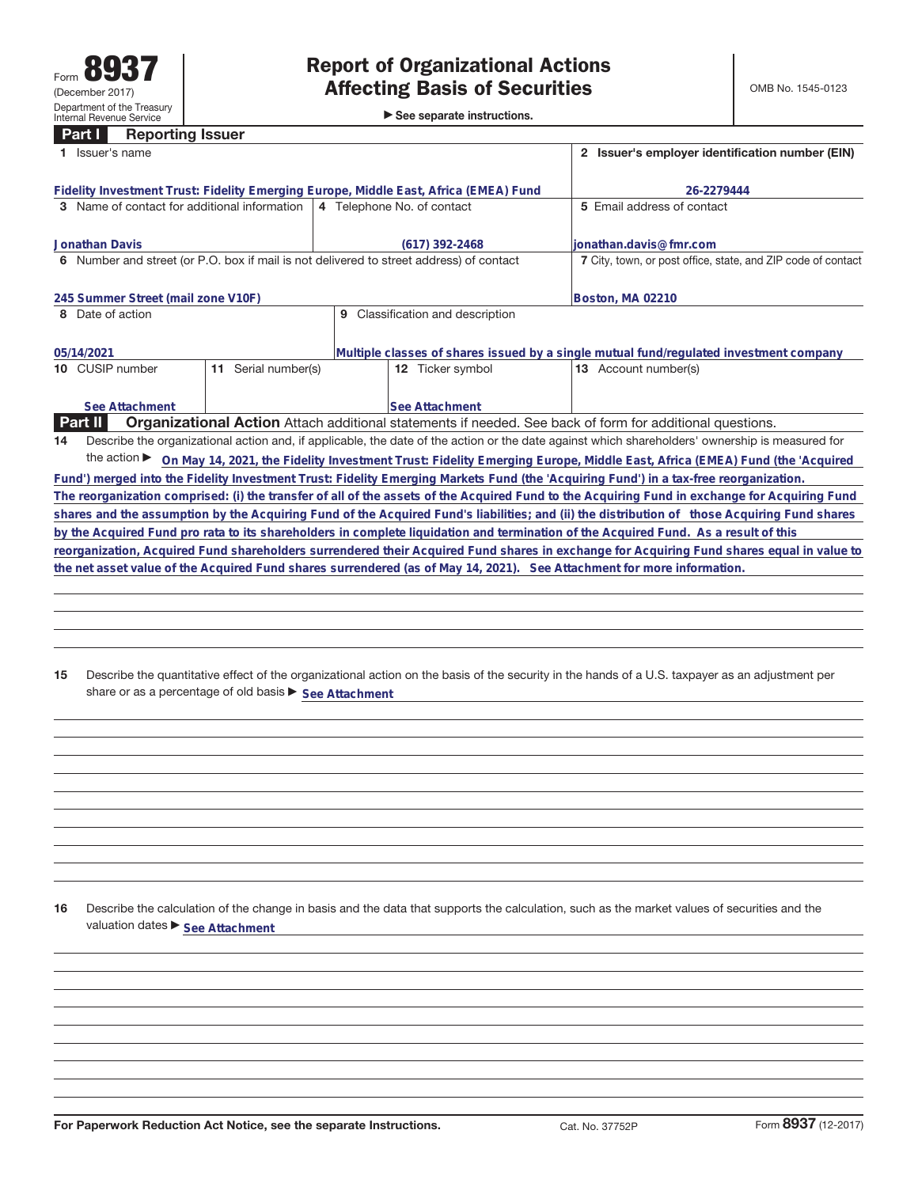Form **8937**
(December 2017)
Department of the Treasury
Internal Revenue Service

# Report of Organizational Actions Affecting Basis of Securities

▶ See separate instructions.

OMB No. 1545-0123

## Part I Reporting Issuer

| | | | |
|---|---|---|---|
| **1** Issuer's name<br>Fidelity Investment Trust: Fidelity Emerging Europe, Middle East, Africa (EMEA) Fund | | | **2** Issuer's employer identification number (EIN)<br>26-2279444 |
| **3** Name of contact for additional information<br>Jonathan Davis | **4** Telephone No. of contact<br>(617) 392-2468 | | **5** Email address of contact<br>jonathan.davis@fmr.com |
| **6** Number and street (or P.O. box if mail is not delivered to street address) of contact<br>245 Summer Street (mail zone V10F) | | | **7** City, town, or post office, state, and ZIP code of contact<br>Boston, MA 02210 |
| **8** Date of action<br>05/14/2021 | **9** Classification and description<br>Multiple classes of shares issued by a single mutual fund/regulated investment company | | |
| **10** CUSIP number<br>See Attachment | **11** Serial number(s) | **12** Ticker symbol<br>See Attachment | **13** Account number(s) |

## Part II Organizational Action

Attach additional statements if needed. See back of form for additional questions.

**14** Describe the organizational action and, if applicable, the date of the action or the date against which shareholders' ownership is measured for the action ▶ On May 14, 2021, the Fidelity Investment Trust: Fidelity Emerging Europe, Middle East, Africa (EMEA) Fund (the 'Acquired Fund') merged into the Fidelity Investment Trust: Fidelity Emerging Markets Fund (the 'Acquiring Fund') in a tax-free reorganization. The reorganization comprised: (i) the transfer of all of the assets of the Acquired Fund to the Acquiring Fund in exchange for Acquiring Fund shares and the assumption by the Acquiring Fund of the Acquired Fund's liabilities; and (ii) the distribution of those Acquiring Fund shares by the Acquired Fund pro rata to its shareholders in complete liquidation and termination of the Acquired Fund. As a result of this reorganization, Acquired Fund shareholders surrendered their Acquired Fund shares in exchange for Acquiring Fund shares equal in value to the net asset value of the Acquired Fund shares surrendered (as of May 14, 2021). See Attachment for more information.

**15** Describe the quantitative effect of the organizational action on the basis of the security in the hands of a U.S. taxpayer as an adjustment per share or as a percentage of old basis ▶ See Attachment

**16** Describe the calculation of the change in basis and the data that supports the calculation, such as the market values of securities and the valuation dates ▶ See Attachment

For Paperwork Reduction Act Notice, see the separate Instructions. Cat. No. 37752P Form **8937** (12-2017)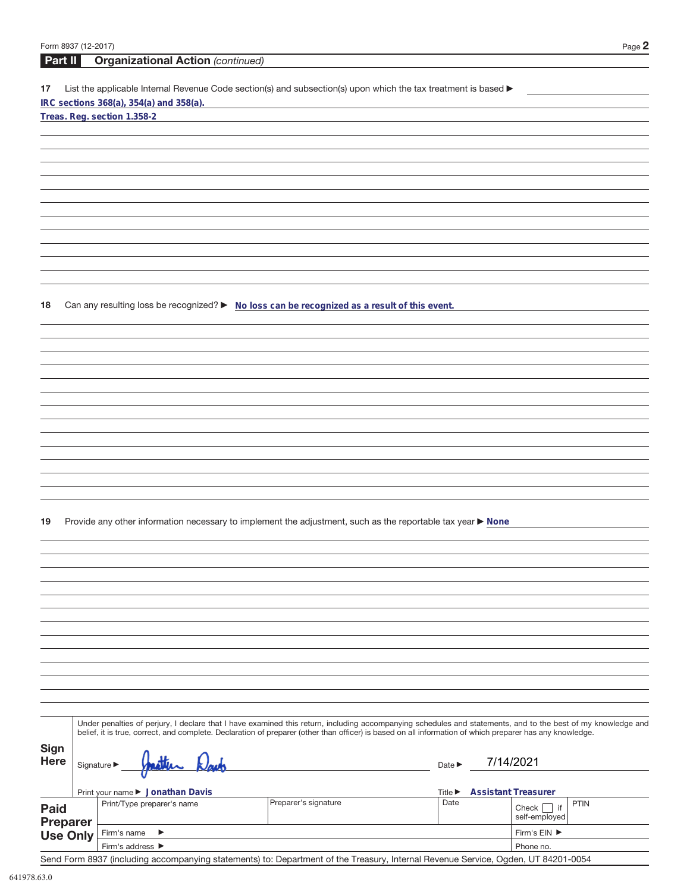## Part II Organizational Action *(continued)*

**17** List the applicable Internal Revenue Code section(s) and subsection(s) upon which the tax treatment is based ▶

IRC sections 368(a), 354(a) and 358(a).

Treas. Reg. section 1.358-2

**18** Can any resulting loss be recognized? ▶ No loss can be recognized as a result of this event.

**19** Provide any other information necessary to implement the adjustment, such as the reportable tax year ▶ None

**Sign Here**

Under penalties of perjury, I declare that I have examined this return, including accompanying schedules and statements, and to the best of my knowledge and belief, it is true, correct, and complete. Declaration of preparer (other than officer) is based on all information of which preparer has any knowledge.

Signature ▶ Jonathan Davis  Date ▶ 7/14/2021

Print your name ▶ Jonathan Davis  Title ▶ Assistant Treasurer

| **Paid Preparer Use Only** | Print/Type preparer's name | Preparer's signature | Date | Check ☐ if self-employed | PTIN |
|---|---|---|---|---|---|
| | Firm's name ▶ | | | Firm's EIN ▶ | |
| | Firm's address ▶ | | | Phone no. | |

Send Form 8937 (including accompanying statements) to: Department of the Treasury, Internal Revenue Service, Ogden, UT 84201-0054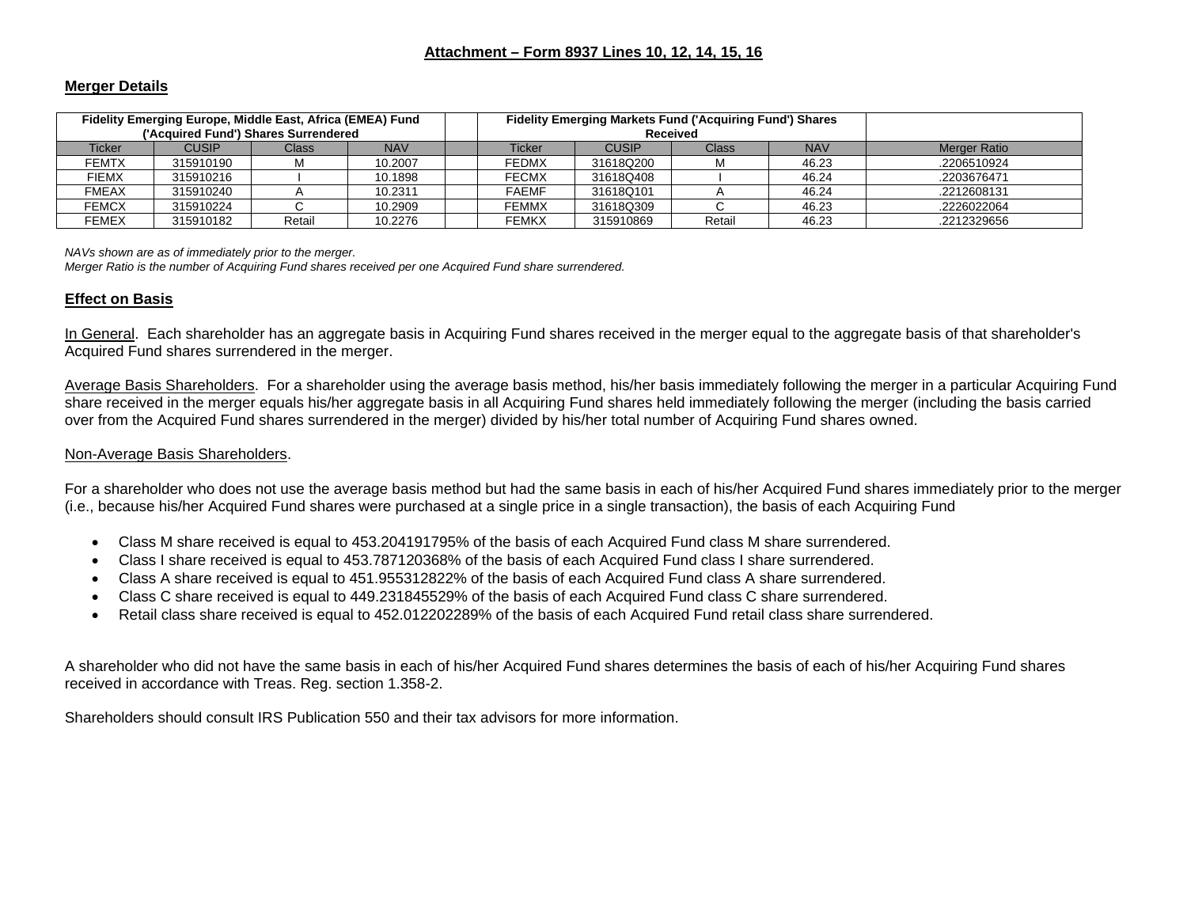## Attachment – Form 8937 Lines 10, 12, 14, 15, 16

### Merger Details

| Fidelity Emerging Europe, Middle East, Africa (EMEA) Fund ('Acquired Fund') Shares Surrendered | | | | | Fidelity Emerging Markets Fund ('Acquiring Fund') Shares Received | | | | |
|---|---|---|---|---|---|---|---|---|---|
| Ticker | CUSIP | Class | NAV | | Ticker | CUSIP | Class | NAV | Merger Ratio |
| FEMTX | 315910190 | M | 10.2007 | | FEDMX | 31618Q200 | M | 46.23 | .2206510924 |
| FIEMX | 315910216 | I | 10.1898 | | FECMX | 31618Q408 | I | 46.24 | .2203676471 |
| FMEAX | 315910240 | A | 10.2311 | | FAEMF | 31618Q101 | A | 46.24 | .2212608131 |
| FEMCX | 315910224 | C | 10.2909 | | FEMMX | 31618Q309 | C | 46.23 | .2226022064 |
| FEMEX | 315910182 | Retail | 10.2276 | | FEMKX | 315910869 | Retail | 46.23 | .2212329656 |

*NAVs shown are as of immediately prior to the merger.*
*Merger Ratio is the number of Acquiring Fund shares received per one Acquired Fund share surrendered.*

### Effect on Basis

In General. Each shareholder has an aggregate basis in Acquiring Fund shares received in the merger equal to the aggregate basis of that shareholder's Acquired Fund shares surrendered in the merger.

Average Basis Shareholders. For a shareholder using the average basis method, his/her basis immediately following the merger in a particular Acquiring Fund share received in the merger equals his/her aggregate basis in all Acquiring Fund shares held immediately following the merger (including the basis carried over from the Acquired Fund shares surrendered in the merger) divided by his/her total number of Acquiring Fund shares owned.

Non-Average Basis Shareholders.

For a shareholder who does not use the average basis method but had the same basis in each of his/her Acquired Fund shares immediately prior to the merger (i.e., because his/her Acquired Fund shares were purchased at a single price in a single transaction), the basis of each Acquiring Fund

- Class M share received is equal to 453.204191795% of the basis of each Acquired Fund class M share surrendered.
- Class I share received is equal to 453.787120368% of the basis of each Acquired Fund class I share surrendered.
- Class A share received is equal to 451.955312822% of the basis of each Acquired Fund class A share surrendered.
- Class C share received is equal to 449.231845529% of the basis of each Acquired Fund class C share surrendered.
- Retail class share received is equal to 452.012202289% of the basis of each Acquired Fund retail class share surrendered.

A shareholder who did not have the same basis in each of his/her Acquired Fund shares determines the basis of each of his/her Acquiring Fund shares received in accordance with Treas. Reg. section 1.358-2.

Shareholders should consult IRS Publication 550 and their tax advisors for more information.